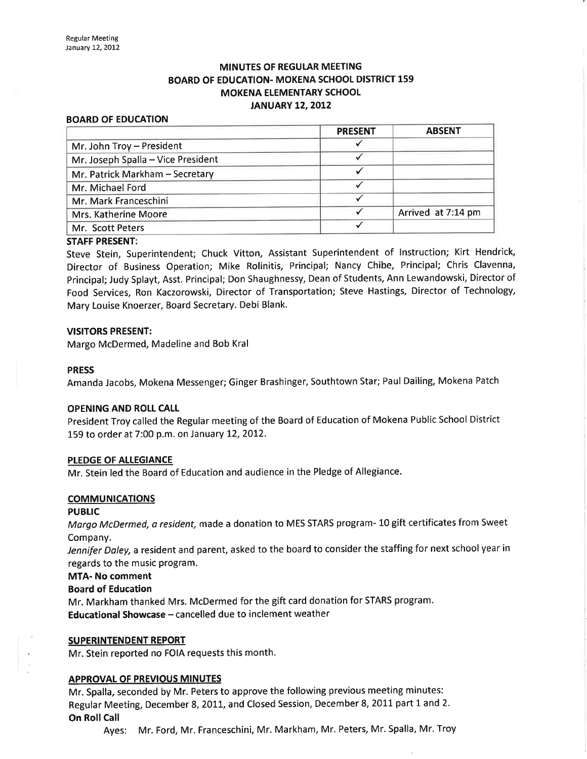# MINUTES OF REGULAR MEETING
# BOARD OF EDUCATION- MOKENA SCHOOL DISTRICT 159
# MOKENA ELEMENTARY SCHOOL
# JANUARY 12, 2012

**BOARD OF EDUCATION**

| | PRESENT | ABSENT |
|---|---|---|
| Mr. John Troy – President | ✓ | |
| Mr. Joseph Spalla – Vice President | ✓ | |
| Mr. Patrick Markham – Secretary | ✓ | |
| Mr. Michael Ford | ✓ | |
| Mr. Mark Franceschini | ✓ | |
| Mrs. Katherine Moore | ✓ | Arrived at 7:14 pm |
| Mr. Scott Peters | ✓ | |

**STAFF PRESENT:**

Steve Stein, Superintendent; Chuck Vitton, Assistant Superintendent of Instruction; Kirt Hendrick, Director of Business Operation; Mike Rolinitis, Principal; Nancy Chibe, Principal; Chris Clavenna, Principal; Judy Splayt, Asst. Principal; Don Shaughnessy, Dean of Students, Ann Lewandowski, Director of Food Services, Ron Kaczorowski, Director of Transportation; Steve Hastings, Director of Technology, Mary Louise Knoerzer, Board Secretary. Debi Blank.

**VISITORS PRESENT:**

Margo McDermed, Madeline and Bob Kral

**PRESS**

Amanda Jacobs, Mokena Messenger; Ginger Brashinger, Southtown Star; Paul Dailing, Mokena Patch

**OPENING AND ROLL CALL**

President Troy called the Regular meeting of the Board of Education of Mokena Public School District 159 to order at 7:00 p.m. on January 12, 2012.

**PLEDGE OF ALLEGIANCE**

Mr. Stein led the Board of Education and audience in the Pledge of Allegiance.

**COMMUNICATIONS**

**PUBLIC**

*Margo McDermed, a resident,* made a donation to MES STARS program- 10 gift certificates from Sweet Company.

*Jennifer Daley,* a resident and parent, asked to the board to consider the staffing for next school year in regards to the music program.

**MTA- No comment**

**Board of Education**

Mr. Markham thanked Mrs. McDermed for the gift card donation for STARS program.

**Educational Showcase** – cancelled due to inclement weather

**SUPERINTENDENT REPORT**

Mr. Stein reported no FOIA requests this month.

**APPROVAL OF PREVIOUS MINUTES**

Mr. Spalla, seconded by Mr. Peters to approve the following previous meeting minutes:
Regular Meeting, December 8, 2011, and Closed Session, December 8, 2011 part 1 and 2.

**On Roll Call**

Ayes: Mr. Ford, Mr. Franceschini, Mr. Markham, Mr. Peters, Mr. Spalla, Mr. Troy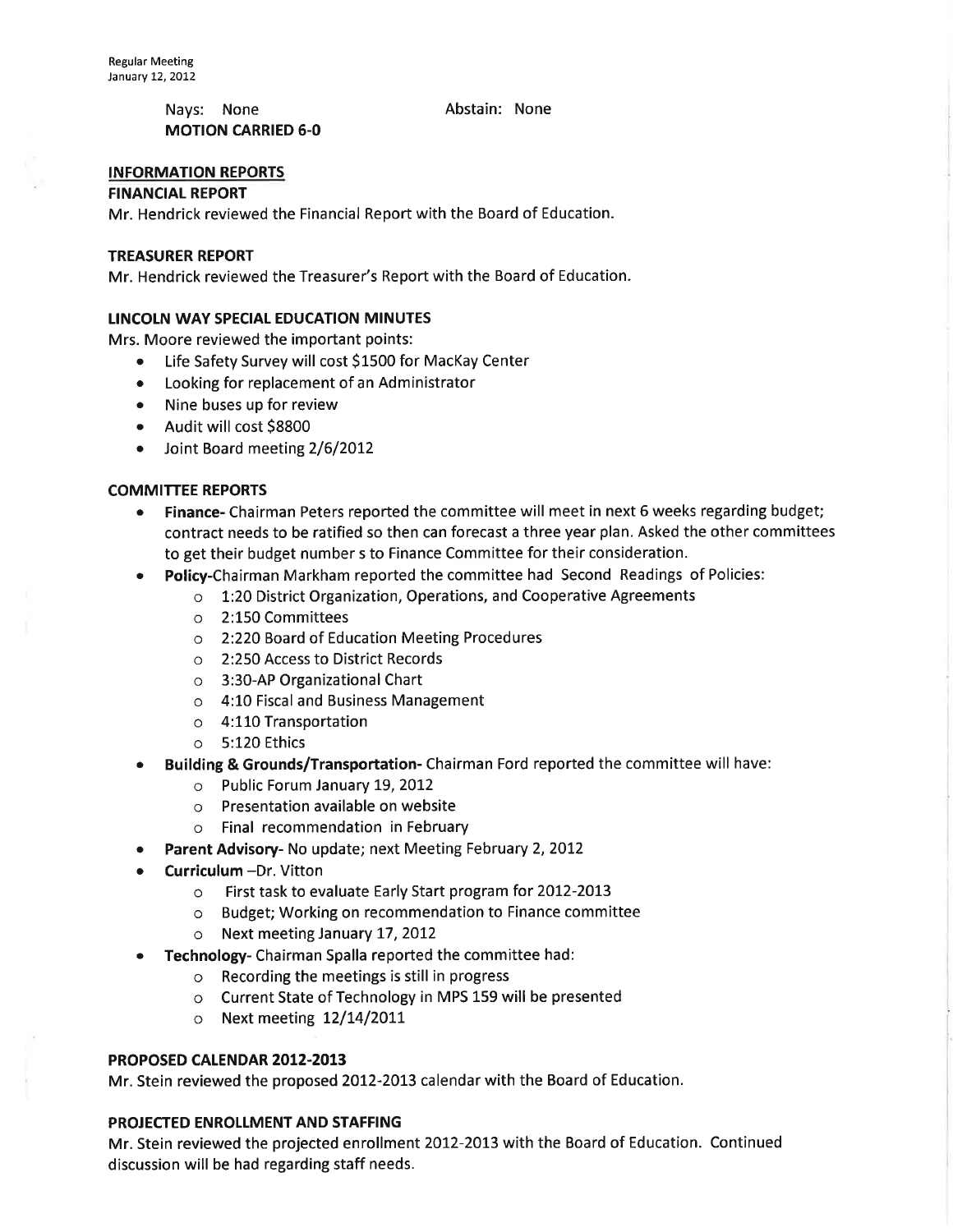Nays: None Abstain: None
**MOTION CARRIED 6-0**

## INFORMATION REPORTS

### FINANCIAL REPORT

Mr. Hendrick reviewed the Financial Report with the Board of Education.

### TREASURER REPORT

Mr. Hendrick reviewed the Treasurer's Report with the Board of Education.

### LINCOLN WAY SPECIAL EDUCATION MINUTES

Mrs. Moore reviewed the important points:

- Life Safety Survey will cost $1500 for MacKay Center
- Looking for replacement of an Administrator
- Nine buses up for review
- Audit will cost $8800
- Joint Board meeting 2/6/2012

### COMMITTEE REPORTS

- **Finance-** Chairman Peters reported the committee will meet in next 6 weeks regarding budget; contract needs to be ratified so then can forecast a three year plan. Asked the other committees to get their budget number s to Finance Committee for their consideration.
- **Policy-**Chairman Markham reported the committee had Second Readings of Policies:
  - 1:20 District Organization, Operations, and Cooperative Agreements
  - 2:150 Committees
  - 2:220 Board of Education Meeting Procedures
  - 2:250 Access to District Records
  - 3:30-AP Organizational Chart
  - 4:10 Fiscal and Business Management
  - 4:110 Transportation
  - 5:120 Ethics
- **Building & Grounds/Transportation-** Chairman Ford reported the committee will have:
  - Public Forum January 19, 2012
  - Presentation available on website
  - Final recommendation in February
- **Parent Advisory-** No update; next Meeting February 2, 2012
- **Curriculum** –Dr. Vitton
  - First task to evaluate Early Start program for 2012-2013
  - Budget; Working on recommendation to Finance committee
  - Next meeting January 17, 2012
- **Technology-** Chairman Spalla reported the committee had:
  - Recording the meetings is still in progress
  - Current State of Technology in MPS 159 will be presented
  - Next meeting 12/14/2011

### PROPOSED CALENDAR 2012-2013

Mr. Stein reviewed the proposed 2012-2013 calendar with the Board of Education.

### PROJECTED ENROLLMENT AND STAFFING

Mr. Stein reviewed the projected enrollment 2012-2013 with the Board of Education. Continued discussion will be had regarding staff needs.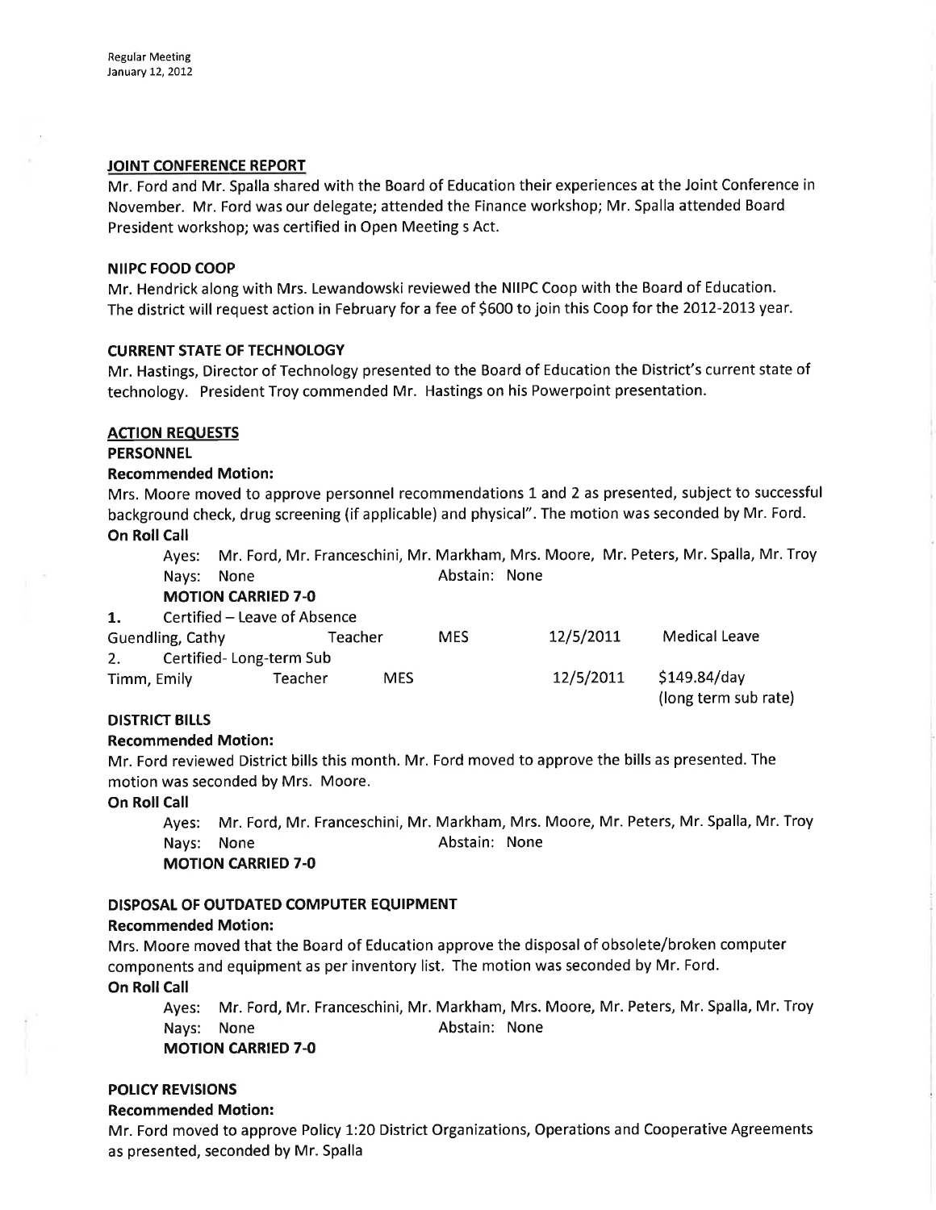### JOINT CONFERENCE REPORT

Mr. Ford and Mr. Spalla shared with the Board of Education their experiences at the Joint Conference in November. Mr. Ford was our delegate; attended the Finance workshop; Mr. Spalla attended Board President workshop; was certified in Open Meeting s Act.

### NIIPC FOOD COOP

Mr. Hendrick along with Mrs. Lewandowski reviewed the NIIPC Coop with the Board of Education. The district will request action in February for a fee of $600 to join this Coop for the 2012-2013 year.

### CURRENT STATE OF TECHNOLOGY

Mr. Hastings, Director of Technology presented to the Board of Education the District's current state of technology. President Troy commended Mr. Hastings on his Powerpoint presentation.

### ACTION REQUESTS

#### PERSONNEL

**Recommended Motion:**

Mrs. Moore moved to approve personnel recommendations 1 and 2 as presented, subject to successful background check, drug screening (if applicable) and physical". The motion was seconded by Mr. Ford.

**On Roll Call**

Ayes: Mr. Ford, Mr. Franceschini, Mr. Markham, Mrs. Moore, Mr. Peters, Mr. Spalla, Mr. Troy
Nays: None Abstain: None

**MOTION CARRIED 7-0**

**1.** Certified – Leave of Absence

| | | | | |
|---|---|---|---|---|
| Guendling, Cathy | Teacher | MES | 12/5/2011 | Medical Leave |

2. Certified- Long-term Sub

| | | | | |
|---|---|---|---|---|
| Timm, Emily | Teacher | MES | 12/5/2011 | $149.84/day (long term sub rate) |

#### DISTRICT BILLS

**Recommended Motion:**

Mr. Ford reviewed District bills this month. Mr. Ford moved to approve the bills as presented. The motion was seconded by Mrs. Moore.

**On Roll Call**

Ayes: Mr. Ford, Mr. Franceschini, Mr. Markham, Mrs. Moore, Mr. Peters, Mr. Spalla, Mr. Troy
Nays: None Abstain: None

**MOTION CARRIED 7-0**

#### DISPOSAL OF OUTDATED COMPUTER EQUIPMENT

**Recommended Motion:**

Mrs. Moore moved that the Board of Education approve the disposal of obsolete/broken computer components and equipment as per inventory list. The motion was seconded by Mr. Ford.

**On Roll Call**

Ayes: Mr. Ford, Mr. Franceschini, Mr. Markham, Mrs. Moore, Mr. Peters, Mr. Spalla, Mr. Troy
Nays: None Abstain: None

**MOTION CARRIED 7-0**

#### POLICY REVISIONS

**Recommended Motion:**

Mr. Ford moved to approve Policy 1:20 District Organizations, Operations and Cooperative Agreements as presented, seconded by Mr. Spalla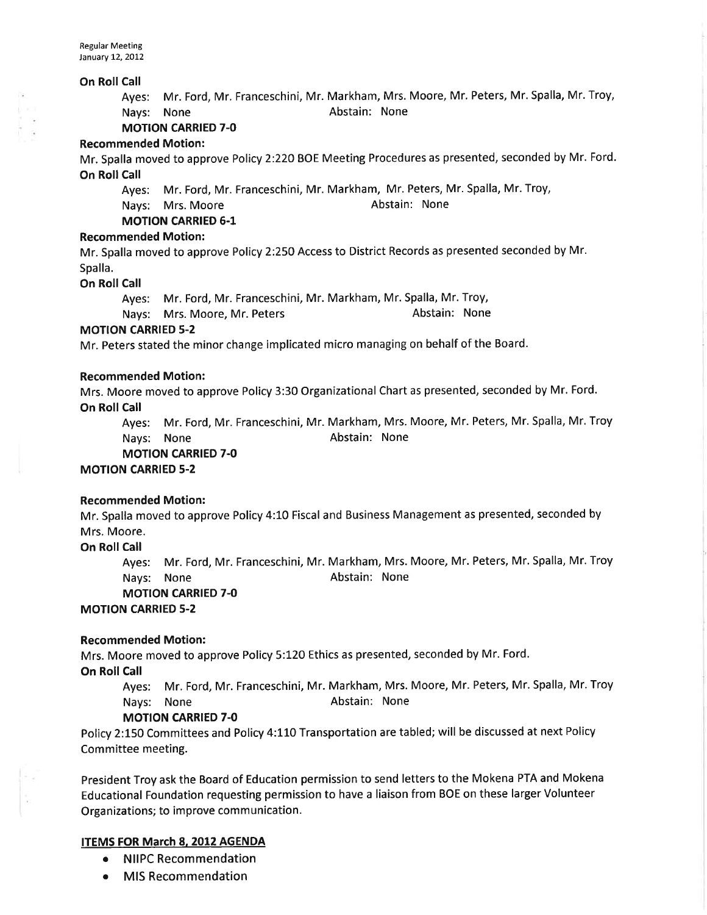**On Roll Call**

Ayes: Mr. Ford, Mr. Franceschini, Mr. Markham, Mrs. Moore, Mr. Peters, Mr. Spalla, Mr. Troy,
Nays: None Abstain: None

**MOTION CARRIED 7-0**

**Recommended Motion:**

Mr. Spalla moved to approve Policy 2:220 BOE Meeting Procedures as presented, seconded by Mr. Ford.

**On Roll Call**

Ayes: Mr. Ford, Mr. Franceschini, Mr. Markham, Mr. Peters, Mr. Spalla, Mr. Troy,
Nays: Mrs. Moore Abstain: None

**MOTION CARRIED 6-1**

**Recommended Motion:**

Mr. Spalla moved to approve Policy 2:250 Access to District Records as presented seconded by Mr. Spalla.

**On Roll Call**

Ayes: Mr. Ford, Mr. Franceschini, Mr. Markham, Mr. Spalla, Mr. Troy,
Nays: Mrs. Moore, Mr. Peters Abstain: None

**MOTION CARRIED 5-2**

Mr. Peters stated the minor change implicated micro managing on behalf of the Board.

**Recommended Motion:**

Mrs. Moore moved to approve Policy 3:30 Organizational Chart as presented, seconded by Mr. Ford.

**On Roll Call**

Ayes: Mr. Ford, Mr. Franceschini, Mr. Markham, Mrs. Moore, Mr. Peters, Mr. Spalla, Mr. Troy
Nays: None Abstain: None

**MOTION CARRIED 7-0**

**MOTION CARRIED 5-2**

**Recommended Motion:**

Mr. Spalla moved to approve Policy 4:10 Fiscal and Business Management as presented, seconded by Mrs. Moore.

**On Roll Call**

Ayes: Mr. Ford, Mr. Franceschini, Mr. Markham, Mrs. Moore, Mr. Peters, Mr. Spalla, Mr. Troy
Nays: None Abstain: None

**MOTION CARRIED 7-0**

**MOTION CARRIED 5-2**

**Recommended Motion:**

Mrs. Moore moved to approve Policy 5:120 Ethics as presented, seconded by Mr. Ford.

**On Roll Call**

Ayes: Mr. Ford, Mr. Franceschini, Mr. Markham, Mrs. Moore, Mr. Peters, Mr. Spalla, Mr. Troy
Nays: None Abstain: None

**MOTION CARRIED 7-0**

Policy 2:150 Committees and Policy 4:110 Transportation are tabled; will be discussed at next Policy Committee meeting.

President Troy ask the Board of Education permission to send letters to the Mokena PTA and Mokena Educational Foundation requesting permission to have a liaison from BOE on these larger Volunteer Organizations; to improve communication.

## ITEMS FOR March 8, 2012 AGENDA

- NIIPC Recommendation
- MIS Recommendation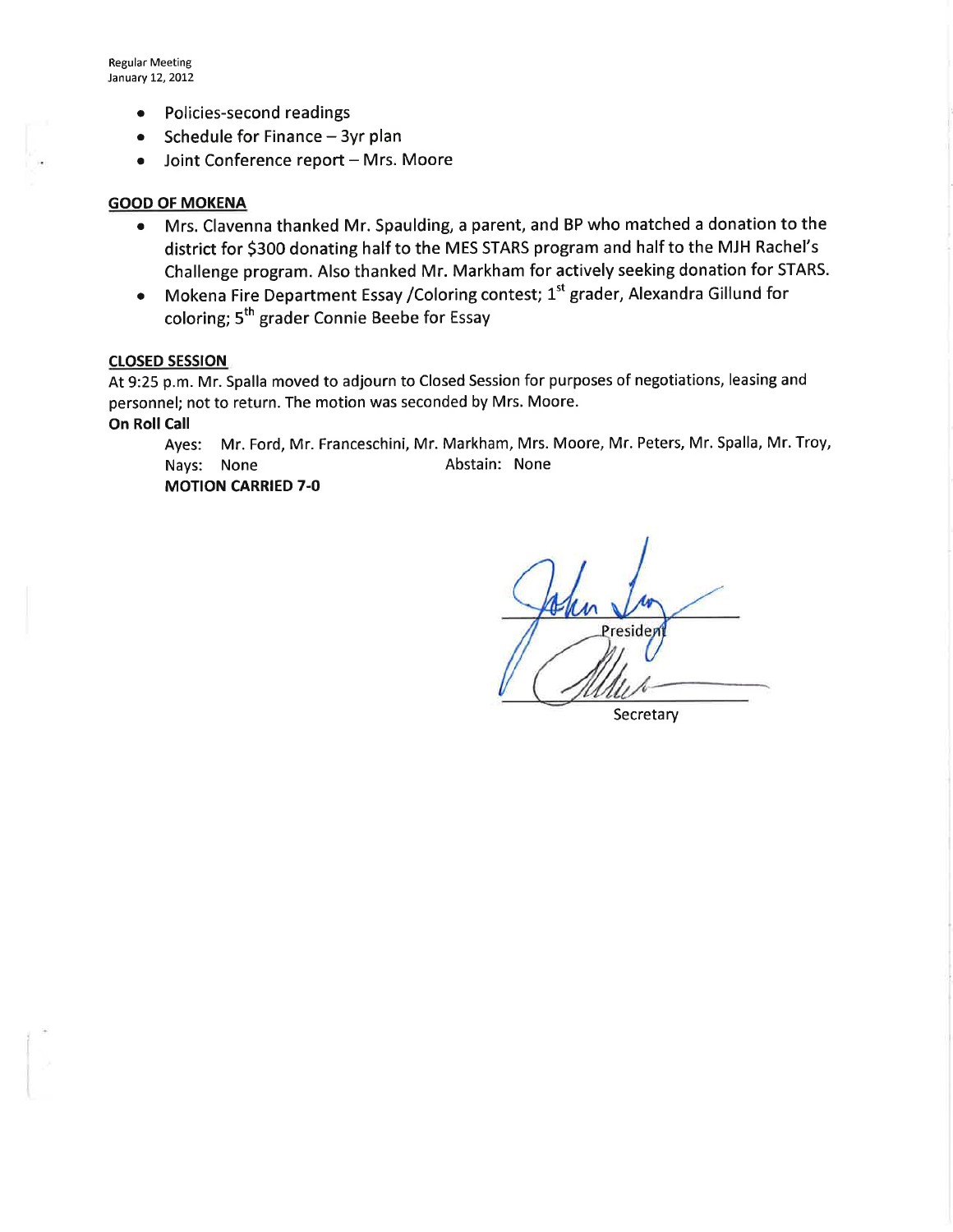- Policies-second readings
- Schedule for Finance – 3yr plan
- Joint Conference report – Mrs. Moore

**GOOD OF MOKENA**

- Mrs. Clavenna thanked Mr. Spaulding, a parent, and BP who matched a donation to the district for $300 donating half to the MES STARS program and half to the MJH Rachel's Challenge program. Also thanked Mr. Markham for actively seeking donation for STARS.
- Mokena Fire Department Essay /Coloring contest; 1st grader, Alexandra Gillund for coloring; 5th grader Connie Beebe for Essay

**CLOSED SESSION**

At 9:25 p.m. Mr. Spalla moved to adjourn to Closed Session for purposes of negotiations, leasing and personnel; not to return. The motion was seconded by Mrs. Moore.

**On Roll Call**

Ayes: Mr. Ford, Mr. Franceschini, Mr. Markham, Mrs. Moore, Mr. Peters, Mr. Spalla, Mr. Troy,
Nays: None Abstain: None

**MOTION CARRIED 7-0**

President

Secretary